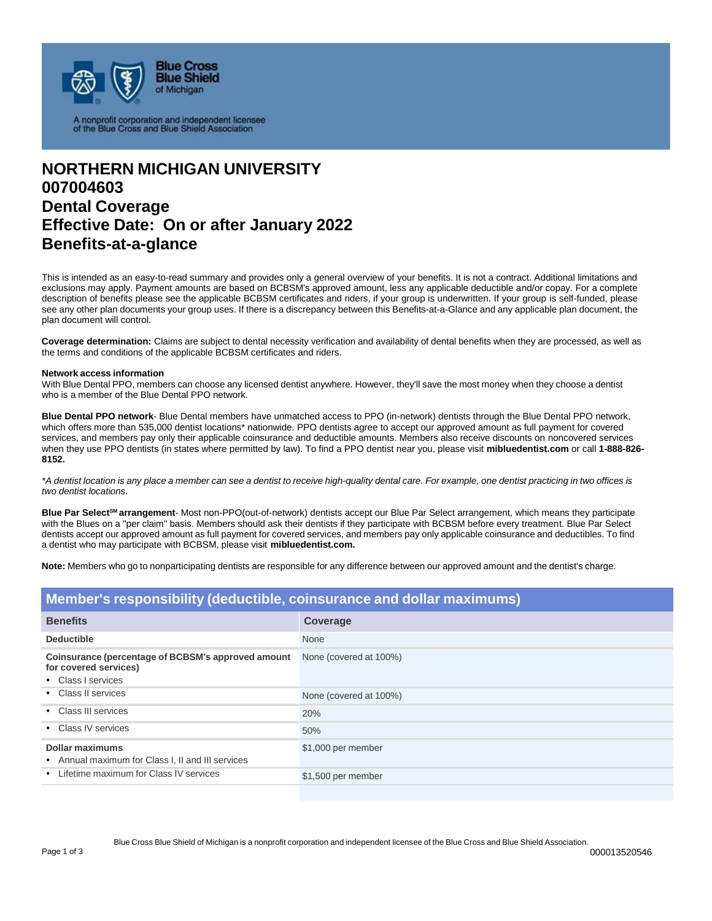Blue Cross Blue Shield of Michigan

A nonprofit corporation and independent licensee of the Blue Cross and Blue Shield Association

# NORTHERN MICHIGAN UNIVERSITY
# 007004603
# Dental Coverage
# Effective Date: On or after January 2022
# Benefits-at-a-glance

This is intended as an easy-to-read summary and provides only a general overview of your benefits. It is not a contract. Additional limitations and exclusions may apply. Payment amounts are based on BCBSM's approved amount, less any applicable deductible and/or copay. For a complete description of benefits please see the applicable BCBSM certificates and riders, if your group is underwritten. If your group is self-funded, please see any other plan documents your group uses. If there is a discrepancy between this Benefits-at-a-Glance and any applicable plan document, the plan document will control.

**Coverage determination:** Claims are subject to dental necessity verification and availability of dental benefits when they are processed, as well as the terms and conditions of the applicable BCBSM certificates and riders.

**Network access information**
With Blue Dental PPO, members can choose any licensed dentist anywhere. However, they'll save the most money when they choose a dentist who is a member of the Blue Dental PPO network.

**Blue Dental PPO network**- Blue Dental members have unmatched access to PPO (in-network) dentists through the Blue Dental PPO network, which offers more than 535,000 dentist locations* nationwide. PPO dentists agree to accept our approved amount as full payment for covered services, and members pay only their applicable coinsurance and deductible amounts. Members also receive discounts on noncovered services when they use PPO dentists (in states where permitted by law). To find a PPO dentist near you, please visit **mibluedentist.com** or call **1-888-826-8152.**

*\*A dentist location is any place a member can see a dentist to receive high-quality dental care. For example, one dentist practicing in two offices is two dentist locations.*

**Blue Par Select℠ arrangement**- Most non-PPO(out-of-network) dentists accept our Blue Par Select arrangement, which means they participate with the Blues on a "per claim" basis. Members should ask their dentists if they participate with BCBSM before every treatment. Blue Par Select dentists accept our approved amount as full payment for covered services, and members pay only applicable coinsurance and deductibles. To find a dentist who may participate with BCBSM, please visit **mibluedentist.com.**

**Note:** Members who go to nonparticipating dentists are responsible for any difference between our approved amount and the dentist's charge.

## Member's responsibility (deductible, coinsurance and dollar maximums)

| Benefits | Coverage |
|---|---|
| **Deductible** | None |
| **Coinsurance (percentage of BCBSM's approved amount for covered services)** • Class I services | None (covered at 100%) |
| • Class II services | None (covered at 100%) |
| • Class III services | 20% |
| • Class IV services | 50% |
| **Dollar maximums** • Annual maximum for Class I, II and III services | $1,000 per member |
| • Lifetime maximum for Class IV services | $1,500 per member |

Blue Cross Blue Shield of Michigan is a nonprofit corporation and independent licensee of the Blue Cross and Blue Shield Association.

000013520546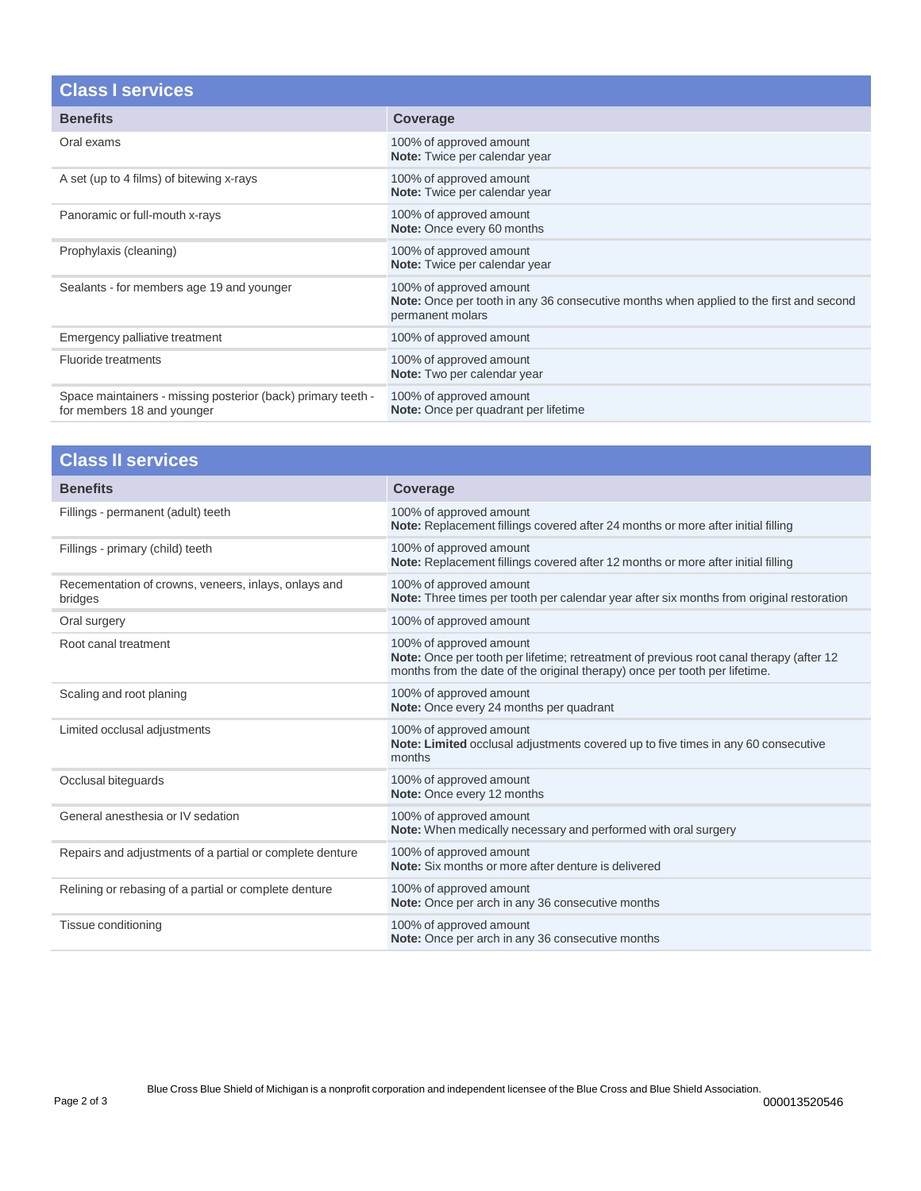## Class I services

| Benefits | Coverage |
|---|---|
| Oral exams | 100% of approved amount<br>**Note:** Twice per calendar year |
| A set (up to 4 films) of bitewing x-rays | 100% of approved amount<br>**Note:** Twice per calendar year |
| Panoramic or full-mouth x-rays | 100% of approved amount<br>**Note:** Once every 60 months |
| Prophylaxis (cleaning) | 100% of approved amount<br>**Note:** Twice per calendar year |
| Sealants - for members age 19 and younger | 100% of approved amount<br>**Note:** Once per tooth in any 36 consecutive months when applied to the first and second permanent molars |
| Emergency palliative treatment | 100% of approved amount |
| Fluoride treatments | 100% of approved amount<br>**Note:** Two per calendar year |
| Space maintainers - missing posterior (back) primary teeth - for members 18 and younger | 100% of approved amount<br>**Note:** Once per quadrant per lifetime |

## Class II services

| Benefits | Coverage |
|---|---|
| Fillings - permanent (adult) teeth | 100% of approved amount<br>**Note:** Replacement fillings covered after 24 months or more after initial filling |
| Fillings - primary (child) teeth | 100% of approved amount<br>**Note:** Replacement fillings covered after 12 months or more after initial filling |
| Recementation of crowns, veneers, inlays, onlays and bridges | 100% of approved amount<br>**Note:** Three times per tooth per calendar year after six months from original restoration |
| Oral surgery | 100% of approved amount |
| Root canal treatment | 100% of approved amount<br>**Note:** Once per tooth per lifetime; retreatment of previous root canal therapy (after 12 months from the date of the original therapy) once per tooth per lifetime. |
| Scaling and root planing | 100% of approved amount<br>**Note:** Once every 24 months per quadrant |
| Limited occlusal adjustments | 100% of approved amount<br>**Note: Limited** occlusal adjustments covered up to five times in any 60 consecutive months |
| Occlusal biteguards | 100% of approved amount<br>**Note:** Once every 12 months |
| General anesthesia or IV sedation | 100% of approved amount<br>**Note:** When medically necessary and performed with oral surgery |
| Repairs and adjustments of a partial or complete denture | 100% of approved amount<br>**Note:** Six months or more after denture is delivered |
| Relining or rebasing of a partial or complete denture | 100% of approved amount<br>**Note:** Once per arch in any 36 consecutive months |
| Tissue conditioning | 100% of approved amount<br>**Note:** Once per arch in any 36 consecutive months |

Blue Cross Blue Shield of Michigan is a nonprofit corporation and independent licensee of the Blue Cross and Blue Shield Association.

000013520546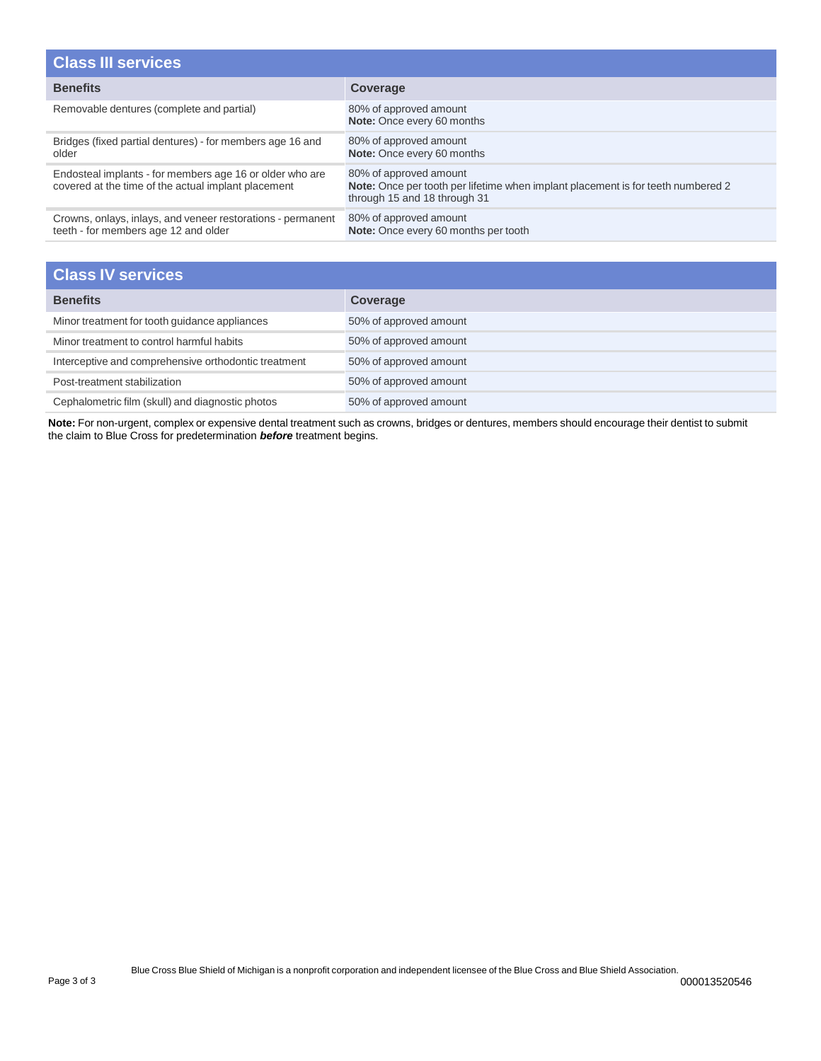## Class III services

| Benefits | Coverage |
| --- | --- |
| Removable dentures (complete and partial) | 80% of approved amount **Note:** Once every 60 months |
| Bridges (fixed partial dentures) - for members age 16 and older | 80% of approved amount **Note:** Once every 60 months |
| Endosteal implants - for members age 16 or older who are covered at the time of the actual implant placement | 80% of approved amount **Note:** Once per tooth per lifetime when implant placement is for teeth numbered 2 through 15 and 18 through 31 |
| Crowns, onlays, inlays, and veneer restorations - permanent teeth - for members age 12 and older | 80% of approved amount **Note:** Once every 60 months per tooth |

## Class IV services

| Benefits | Coverage |
| --- | --- |
| Minor treatment for tooth guidance appliances | 50% of approved amount |
| Minor treatment to control harmful habits | 50% of approved amount |
| Interceptive and comprehensive orthodontic treatment | 50% of approved amount |
| Post-treatment stabilization | 50% of approved amount |
| Cephalometric film (skull) and diagnostic photos | 50% of approved amount |

**Note:** For non-urgent, complex or expensive dental treatment such as crowns, bridges or dentures, members should encourage their dentist to submit the claim to Blue Cross for predetermination ***before*** treatment begins.

Blue Cross Blue Shield of Michigan is a nonprofit corporation and independent licensee of the Blue Cross and Blue Shield Association.

000013520546